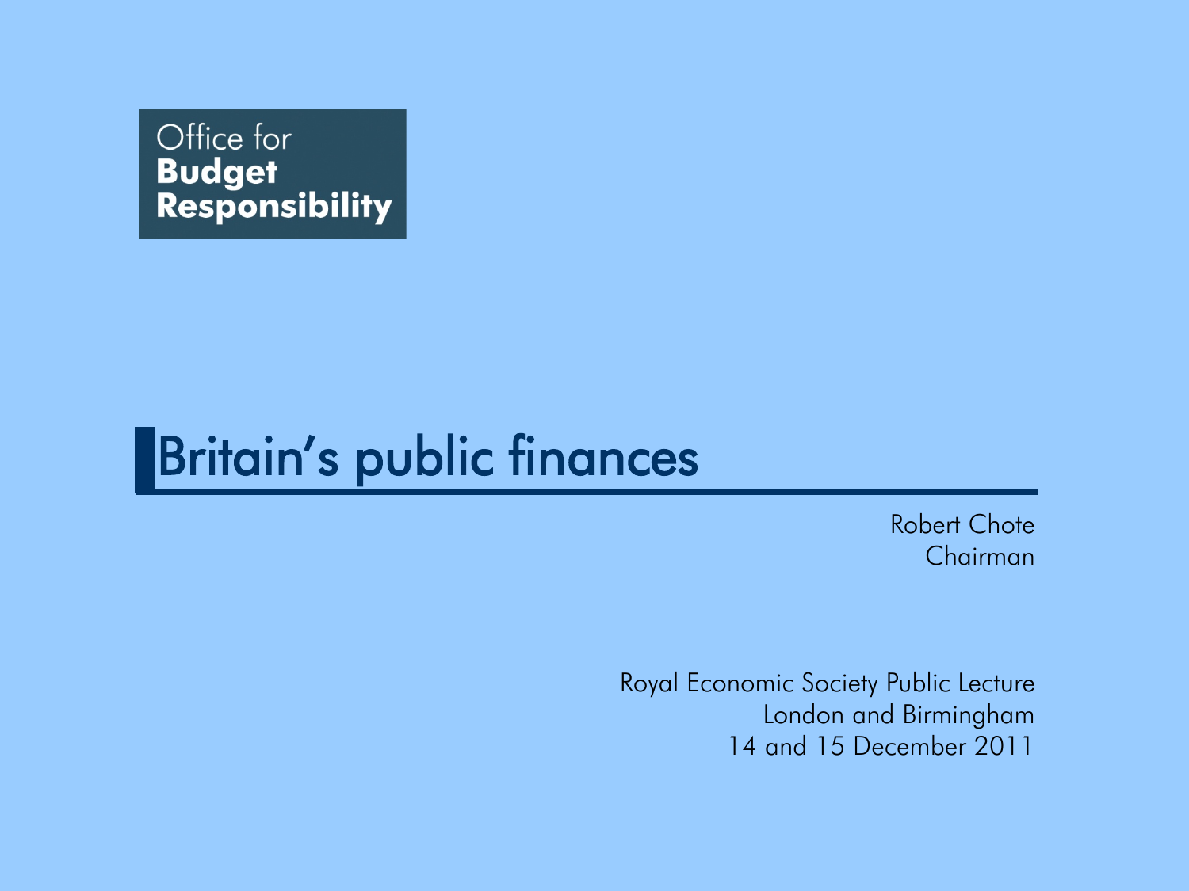Office for
**Budget**
**Responsibility**

# Britain's public finances

Robert Chote
Chairman

Royal Economic Society Public Lecture
London and Birmingham
14 and 15 December 2011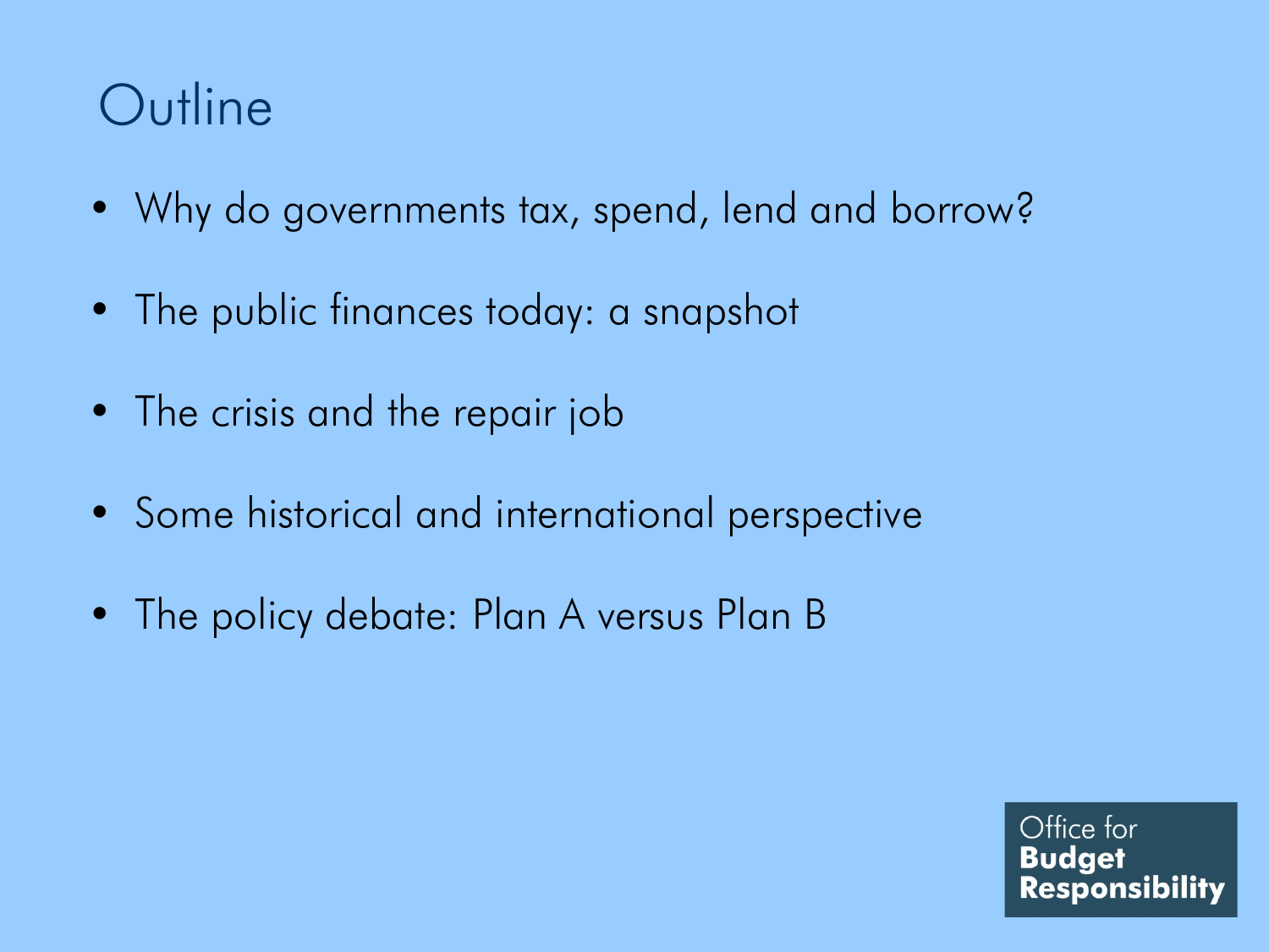# Outline

- Why do governments tax, spend, lend and borrow?
- The public finances today: a snapshot
- The crisis and the repair job
- Some historical and international perspective
- The policy debate: Plan A versus Plan B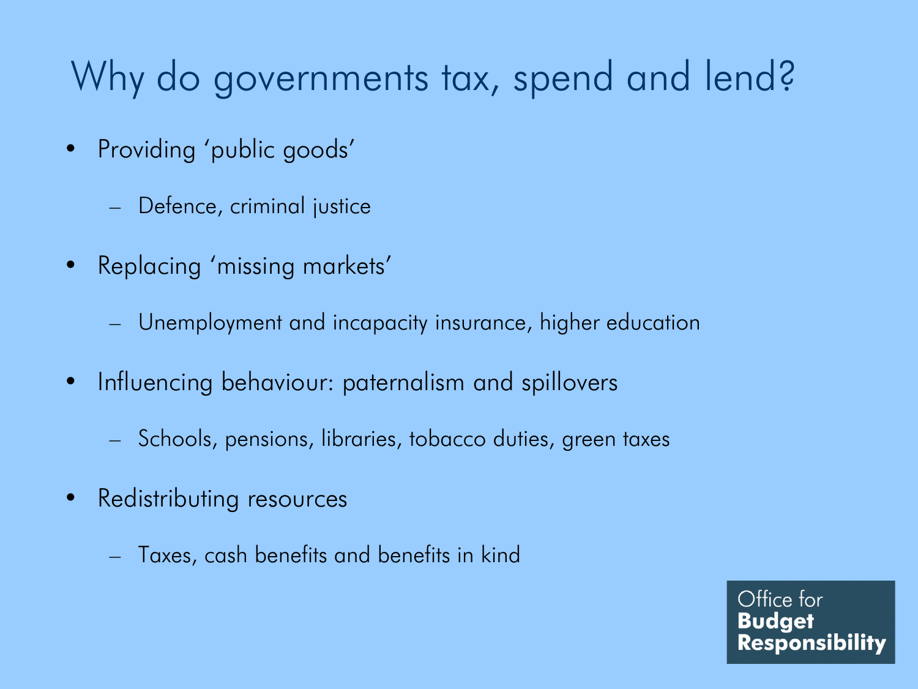# Why do governments tax, spend and lend?

- Providing 'public goods'
  - Defence, criminal justice
- Replacing 'missing markets'
  - Unemployment and incapacity insurance, higher education
- Influencing behaviour: paternalism and spillovers
  - Schools, pensions, libraries, tobacco duties, green taxes
- Redistributing resources
  - Taxes, cash benefits and benefits in kind

Office for **Budget Responsibility**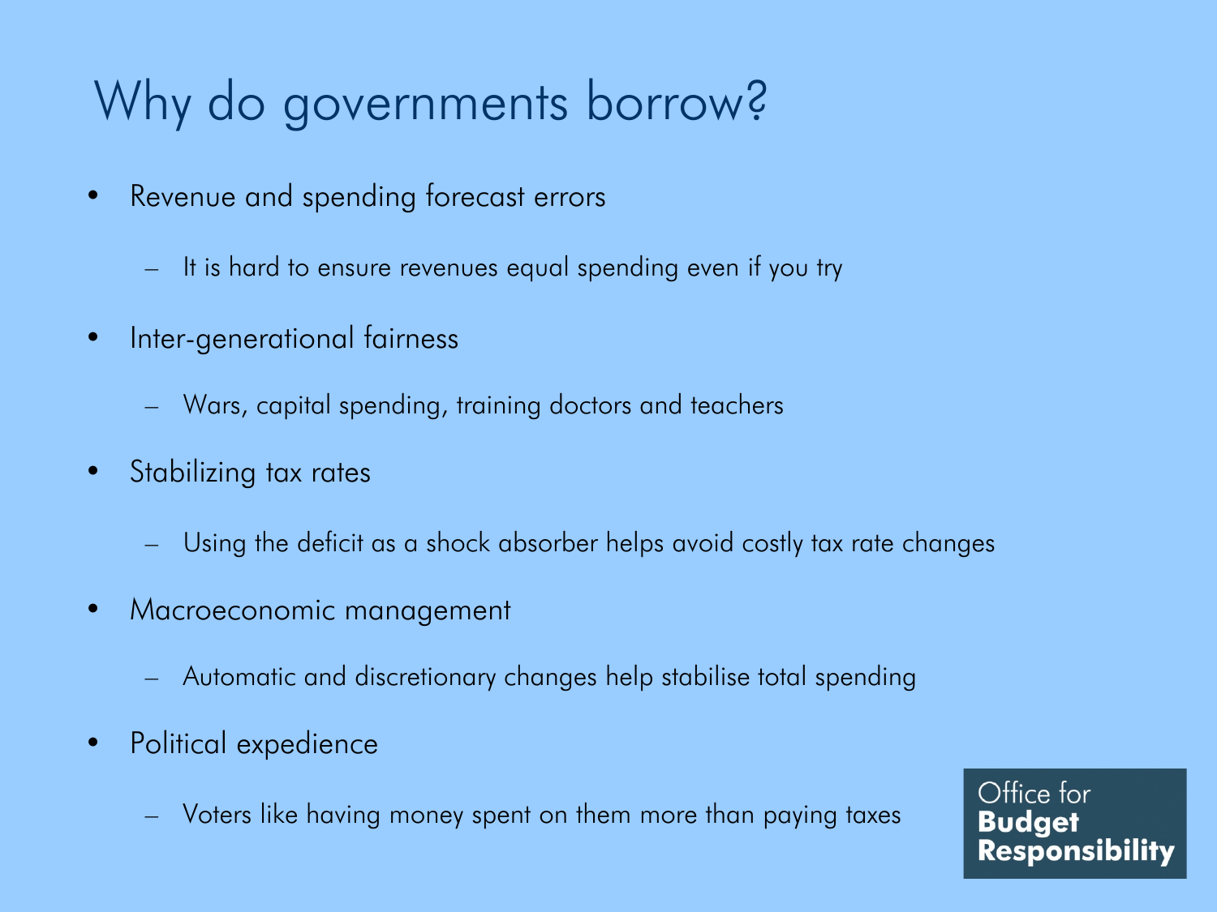# Why do governments borrow?

- Revenue and spending forecast errors
  - It is hard to ensure revenues equal spending even if you try
- Inter-generational fairness
  - Wars, capital spending, training doctors and teachers
- Stabilizing tax rates
  - Using the deficit as a shock absorber helps avoid costly tax rate changes
- Macroeconomic management
  - Automatic and discretionary changes help stabilise total spending
- Political expedience
  - Voters like having money spent on them more than paying taxes

Office for **Budget Responsibility**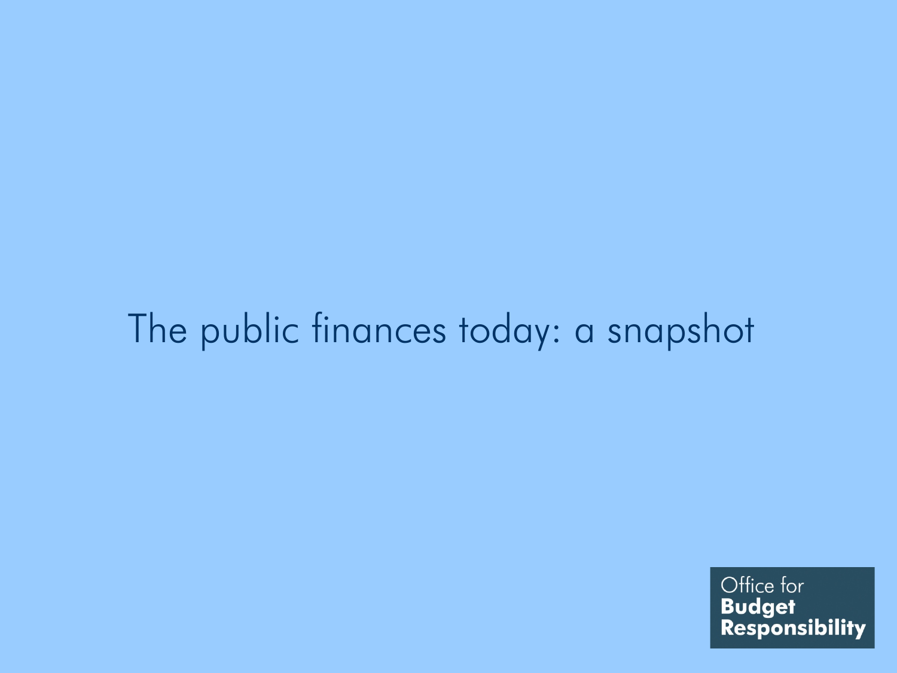# The public finances today: a snapshot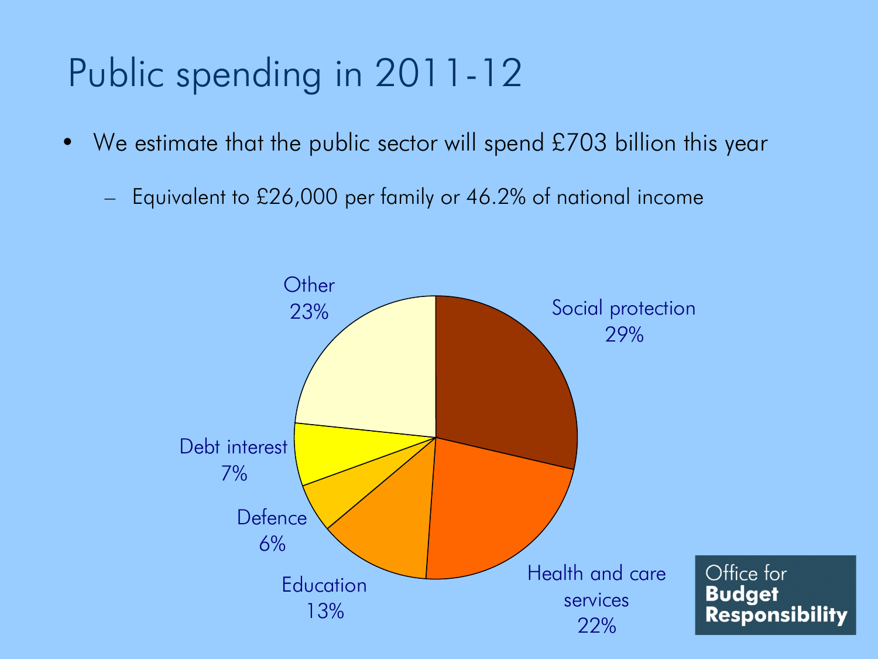# Public spending in 2011-12

- We estimate that the public sector will spend £703 billion this year
  - Equivalent to £26,000 per family or 46.2% of national income

Social protection 29%

Health and care services 22%

Education 13%

Defence 6%

Debt interest 7%

Other 23%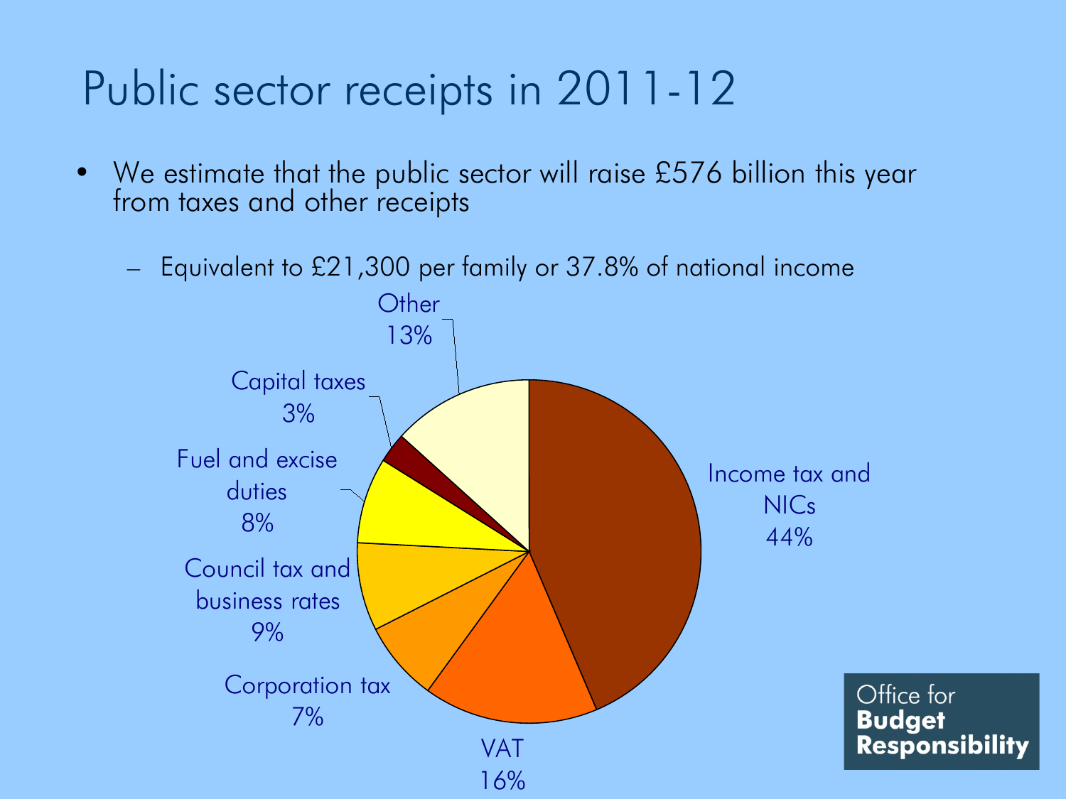# Public sector receipts in 2011-12

- We estimate that the public sector will raise £576 billion this year from taxes and other receipts
  - Equivalent to £21,300 per family or 37.8% of national income

Other 13%

Capital taxes 3%

Fuel and excise duties 8%

Council tax and business rates 9%

Corporation tax 7%

VAT 16%

Income tax and NICs 44%

Office for **Budget Responsibility**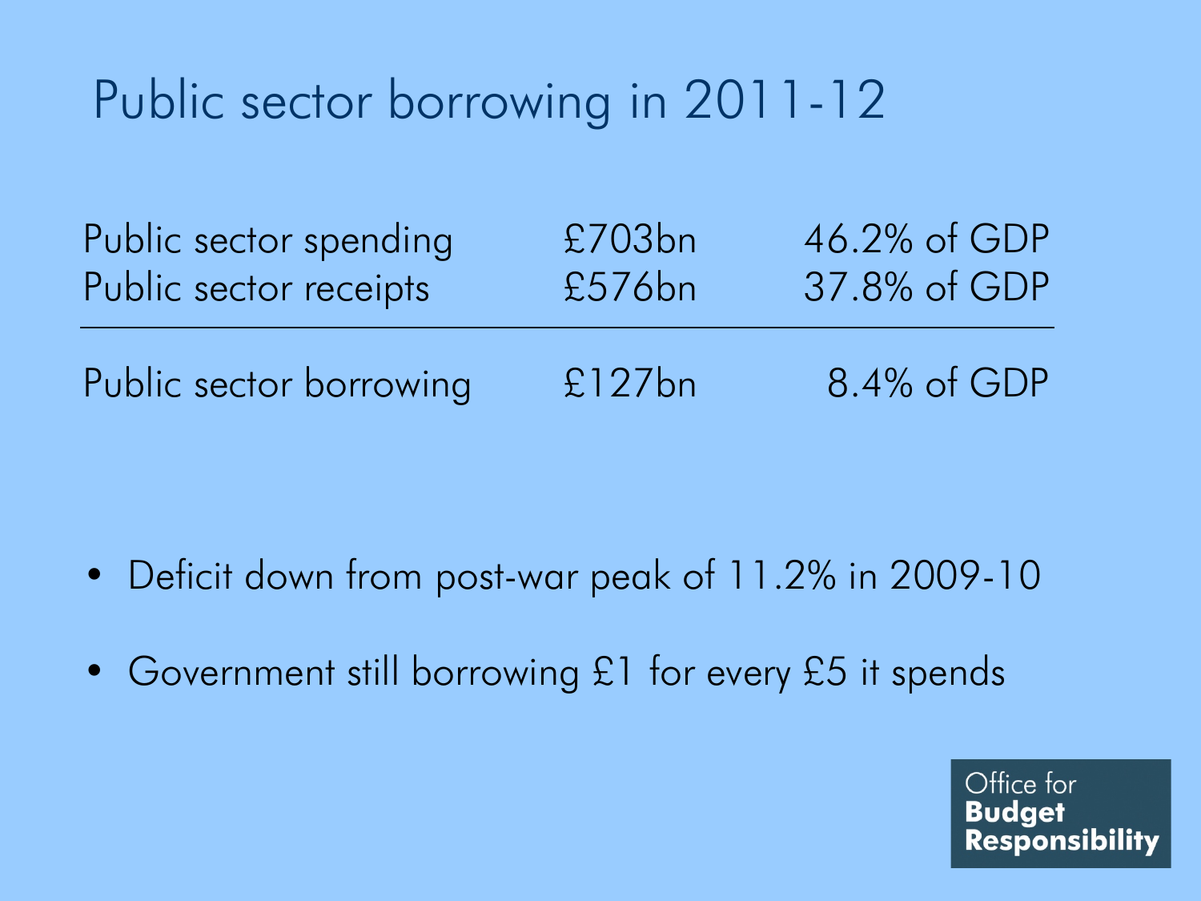# Public sector borrowing in 2011-12

| | | |
|---|---|---|
| Public sector spending | £703bn | 46.2% of GDP |
| Public sector receipts | £576bn | 37.8% of GDP |
| Public sector borrowing | £127bn | 8.4% of GDP |

- Deficit down from post-war peak of 11.2% in 2009-10
- Government still borrowing £1 for every £5 it spends

Office for **Budget Responsibility**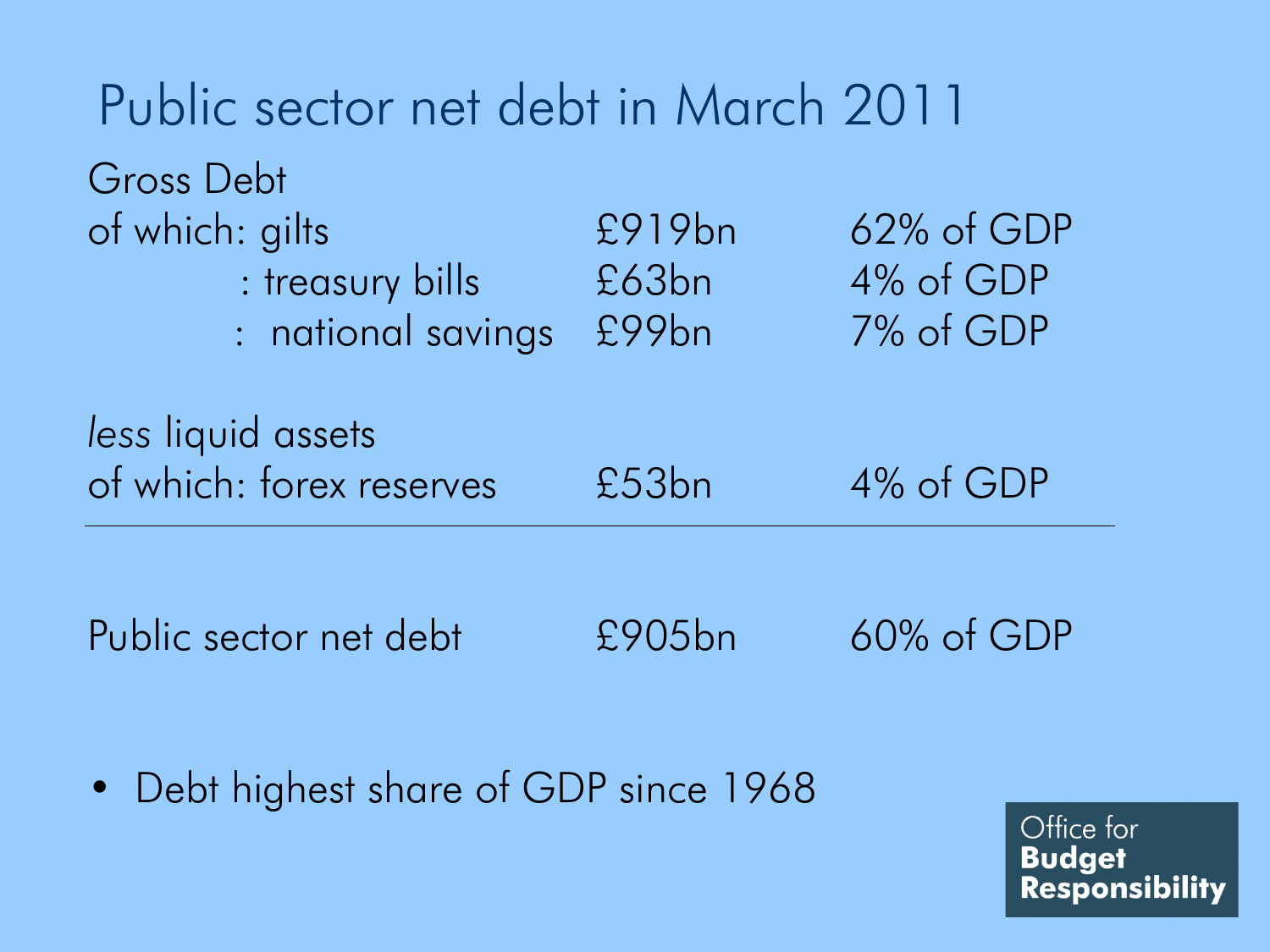# Public sector net debt in March 2011

| | | |
|---|---|---|
| Gross Debt | | |
| of which: gilts | £919bn | 62% of GDP |
| : treasury bills | £63bn | 4% of GDP |
| : national savings | £99bn | 7% of GDP |
| | | |
| *less* liquid assets | | |
| of which: forex reserves | £53bn | 4% of GDP |
| | | |
| Public sector net debt | £905bn | 60% of GDP |

- Debt highest share of GDP since 1968

Office for **Budget Responsibility**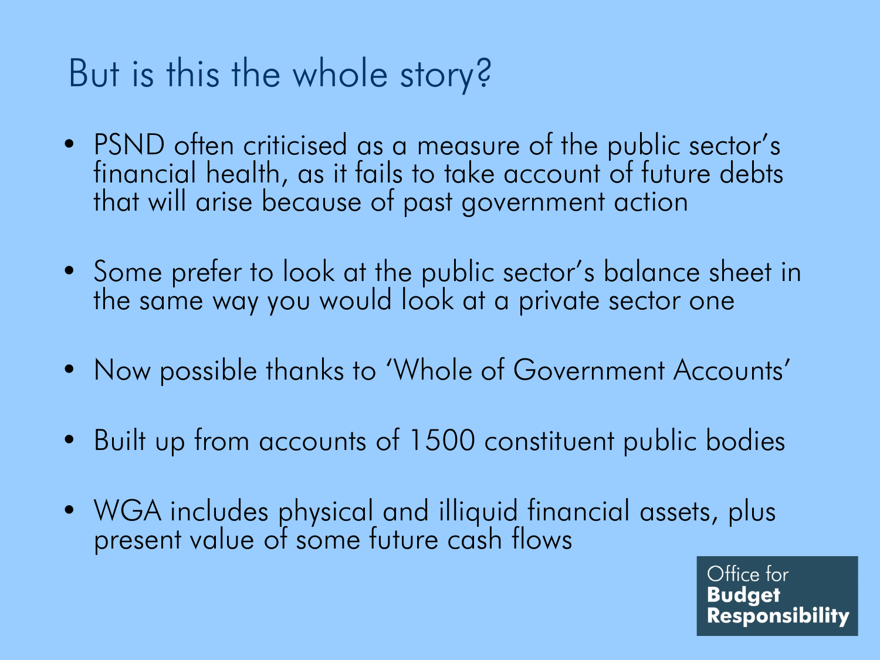# But is this the whole story?

- PSND often criticised as a measure of the public sector's financial health, as it fails to take account of future debts that will arise because of past government action
- Some prefer to look at the public sector's balance sheet in the same way you would look at a private sector one
- Now possible thanks to 'Whole of Government Accounts'
- Built up from accounts of 1500 constituent public bodies
- WGA includes physical and illiquid financial assets, plus present value of some future cash flows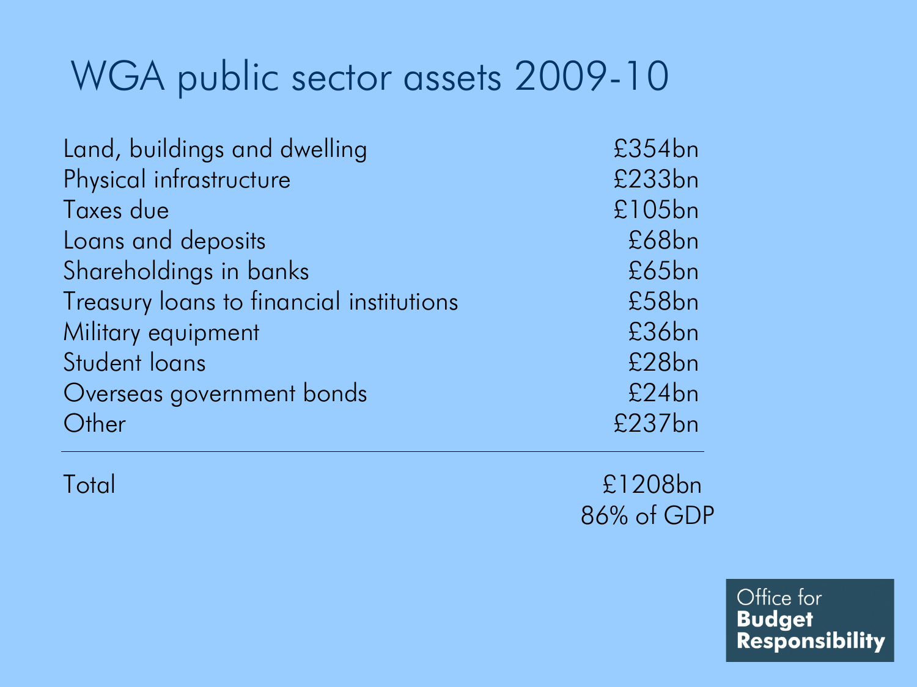# WGA public sector assets 2009-10

| | |
|---|---|
| Land, buildings and dwelling | £354bn |
| Physical infrastructure | £233bn |
| Taxes due | £105bn |
| Loans and deposits | £68bn |
| Shareholdings in banks | £65bn |
| Treasury loans to financial institutions | £58bn |
| Military equipment | £36bn |
| Student loans | £28bn |
| Overseas government bonds | £24bn |
| Other | £237bn |
| Total | £1208bn<br>86% of GDP |

Office for **Budget Responsibility**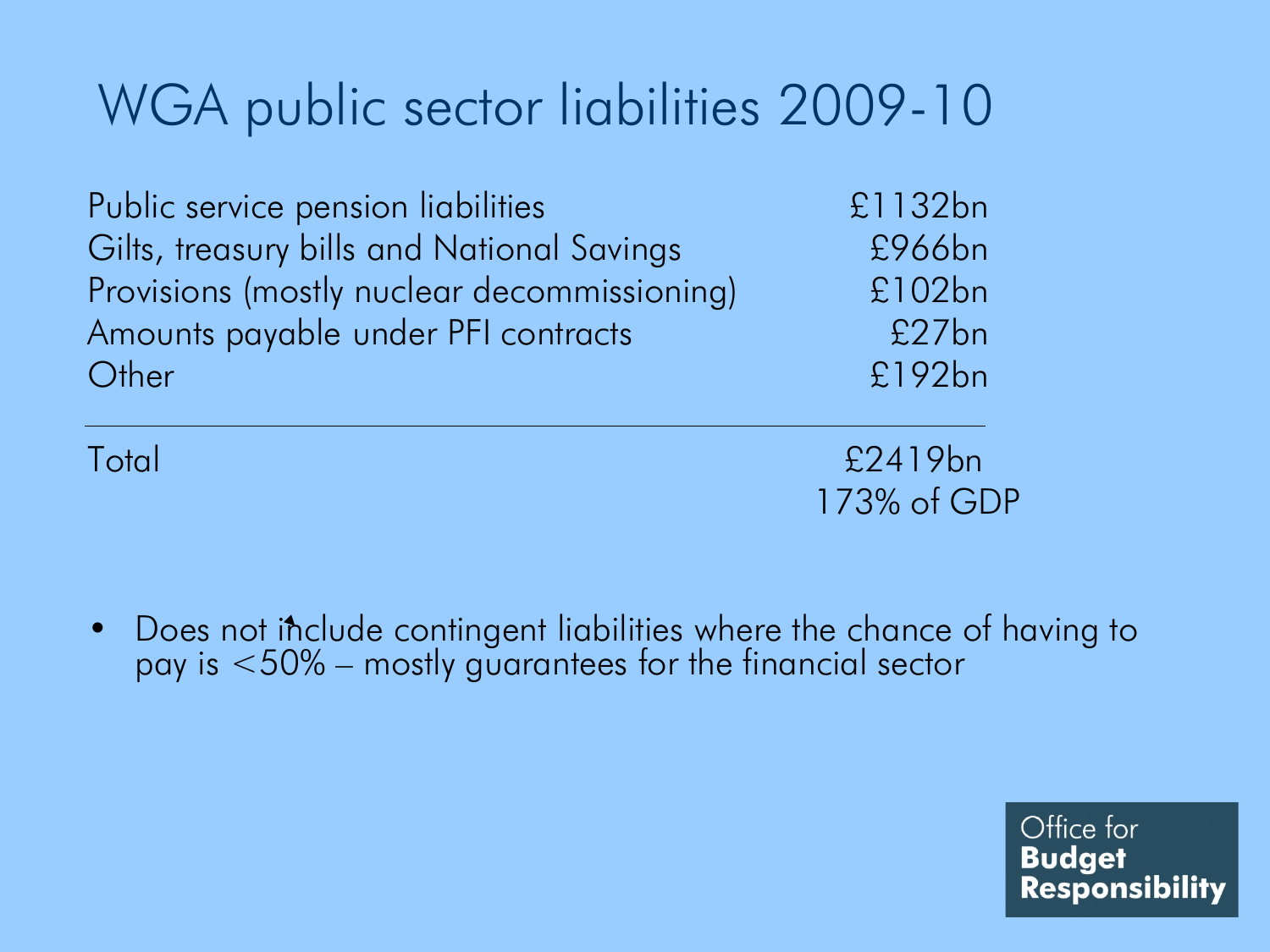# WGA public sector liabilities 2009-10

| | |
|---|---|
| Public service pension liabilities | £1132bn |
| Gilts, treasury bills and National Savings | £966bn |
| Provisions (mostly nuclear decommissioning) | £102bn |
| Amounts payable under PFI contracts | £27bn |
| Other | £192bn |
| Total | £2419bn<br>173% of GDP |

- Does not include contingent liabilities where the chance of having to pay is <50% – mostly guarantees for the financial sector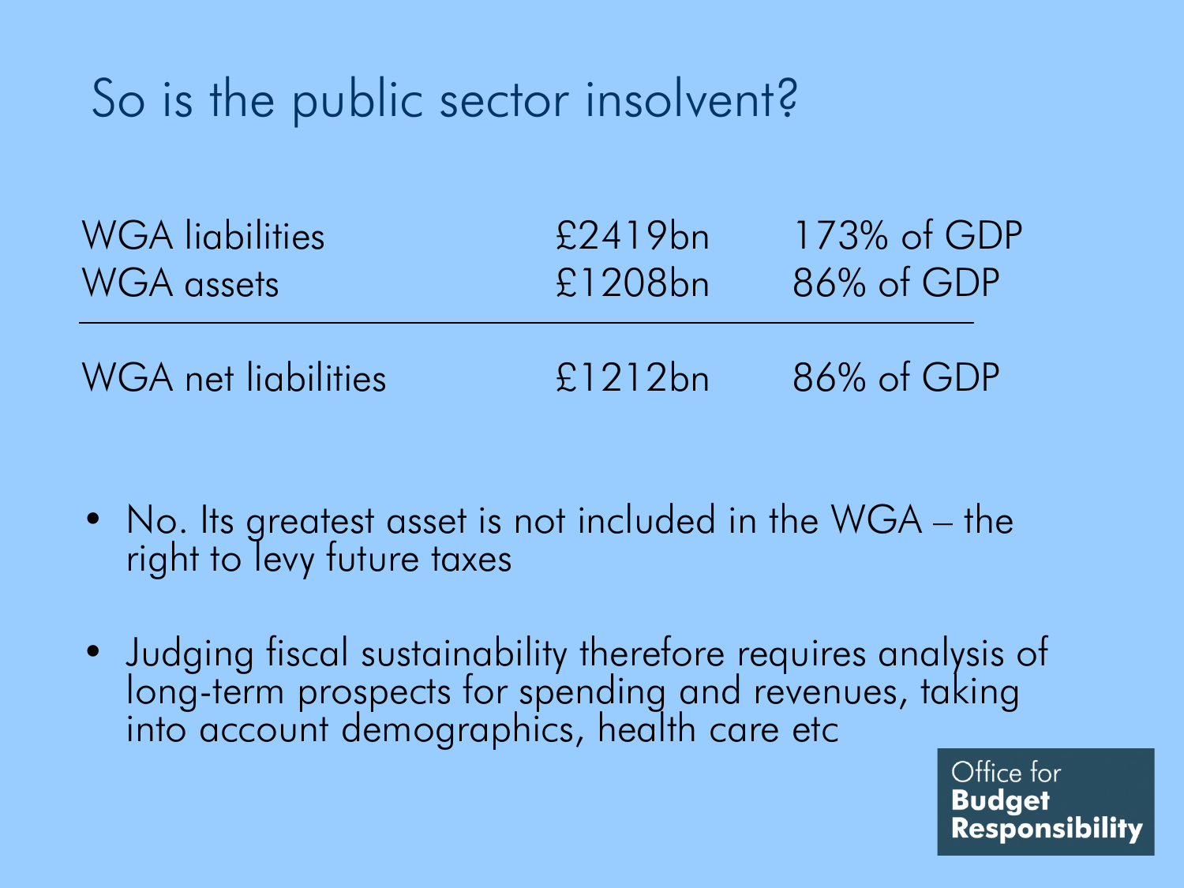# So is the public sector insolvent?

| | | |
|---|---|---|
| WGA liabilities | £2419bn | 173% of GDP |
| WGA assets | £1208bn | 86% of GDP |
| WGA net liabilities | £1212bn | 86% of GDP |

- No. Its greatest asset is not included in the WGA – the right to levy future taxes
- Judging fiscal sustainability therefore requires analysis of long-term prospects for spending and revenues, taking into account demographics, health care etc

Office for **Budget Responsibility**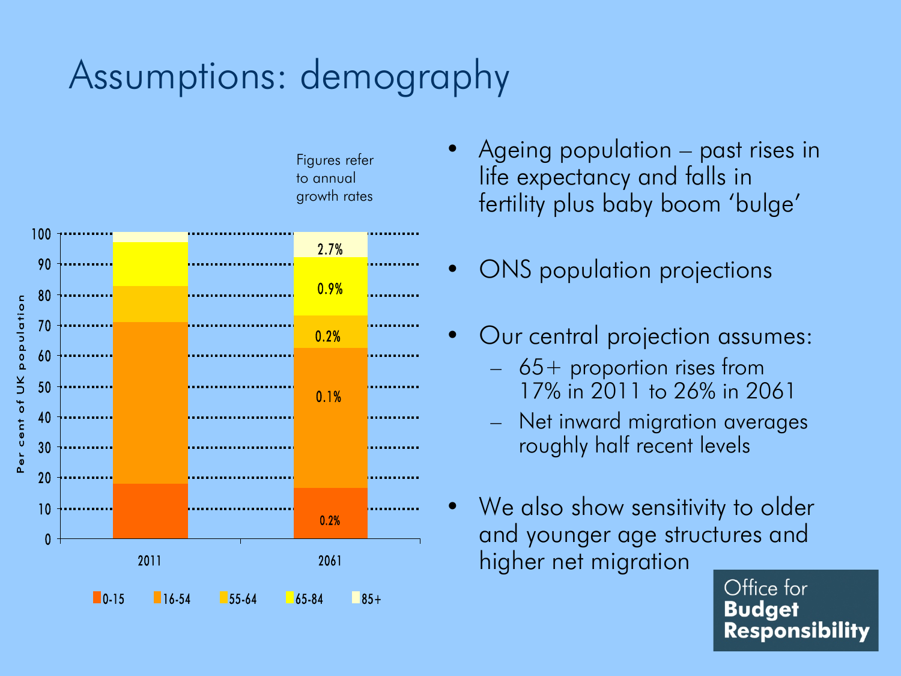# Assumptions: demography

Figures refer to annual growth rates

Per cent of UK population

| | 2011 | 2061 |
|---|---|---|
| 85+ | | 2.7% |
| 65-84 | | 0.9% |
| 55-64 | | 0.2% |
| 16-54 | | 0.1% |
| 0-15 | | 0.2% |

- Ageing population – past rises in life expectancy and falls in fertility plus baby boom 'bulge'
- ONS population projections
- Our central projection assumes:
  - 65+ proportion rises from 17% in 2011 to 26% in 2061
  - Net inward migration averages roughly half recent levels
- We also show sensitivity to older and younger age structures and higher net migration

Office for **Budget Responsibility**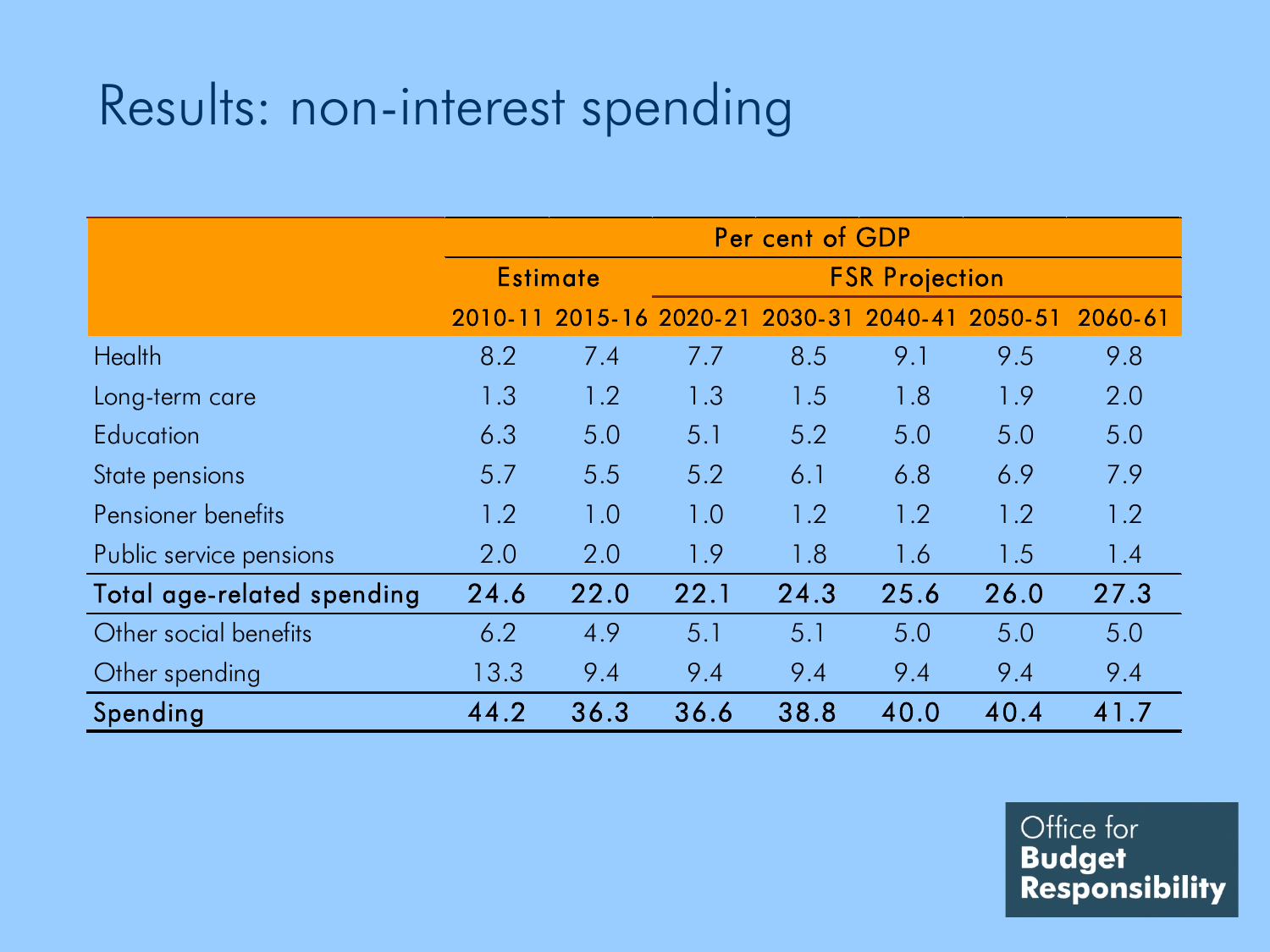# Results: non-interest spending

| | Per cent of GDP | | | | | | |
|---|---|---|---|---|---|---|---|
| | Estimate | | FSR Projection | | | | |
| | 2010-11 | 2015-16 | 2020-21 | 2030-31 | 2040-41 | 2050-51 | 2060-61 |
| Health | 8.2 | 7.4 | 7.7 | 8.5 | 9.1 | 9.5 | 9.8 |
| Long-term care | 1.3 | 1.2 | 1.3 | 1.5 | 1.8 | 1.9 | 2.0 |
| Education | 6.3 | 5.0 | 5.1 | 5.2 | 5.0 | 5.0 | 5.0 |
| State pensions | 5.7 | 5.5 | 5.2 | 6.1 | 6.8 | 6.9 | 7.9 |
| Pensioner benefits | 1.2 | 1.0 | 1.0 | 1.2 | 1.2 | 1.2 | 1.2 |
| Public service pensions | 2.0 | 2.0 | 1.9 | 1.8 | 1.6 | 1.5 | 1.4 |
| **Total age-related spending** | **24.6** | **22.0** | **22.1** | **24.3** | **25.6** | **26.0** | **27.3** |
| Other social benefits | 6.2 | 4.9 | 5.1 | 5.1 | 5.0 | 5.0 | 5.0 |
| Other spending | 13.3 | 9.4 | 9.4 | 9.4 | 9.4 | 9.4 | 9.4 |
| **Spending** | **44.2** | **36.3** | **36.6** | **38.8** | **40.0** | **40.4** | **41.7** |

Office for **Budget Responsibility**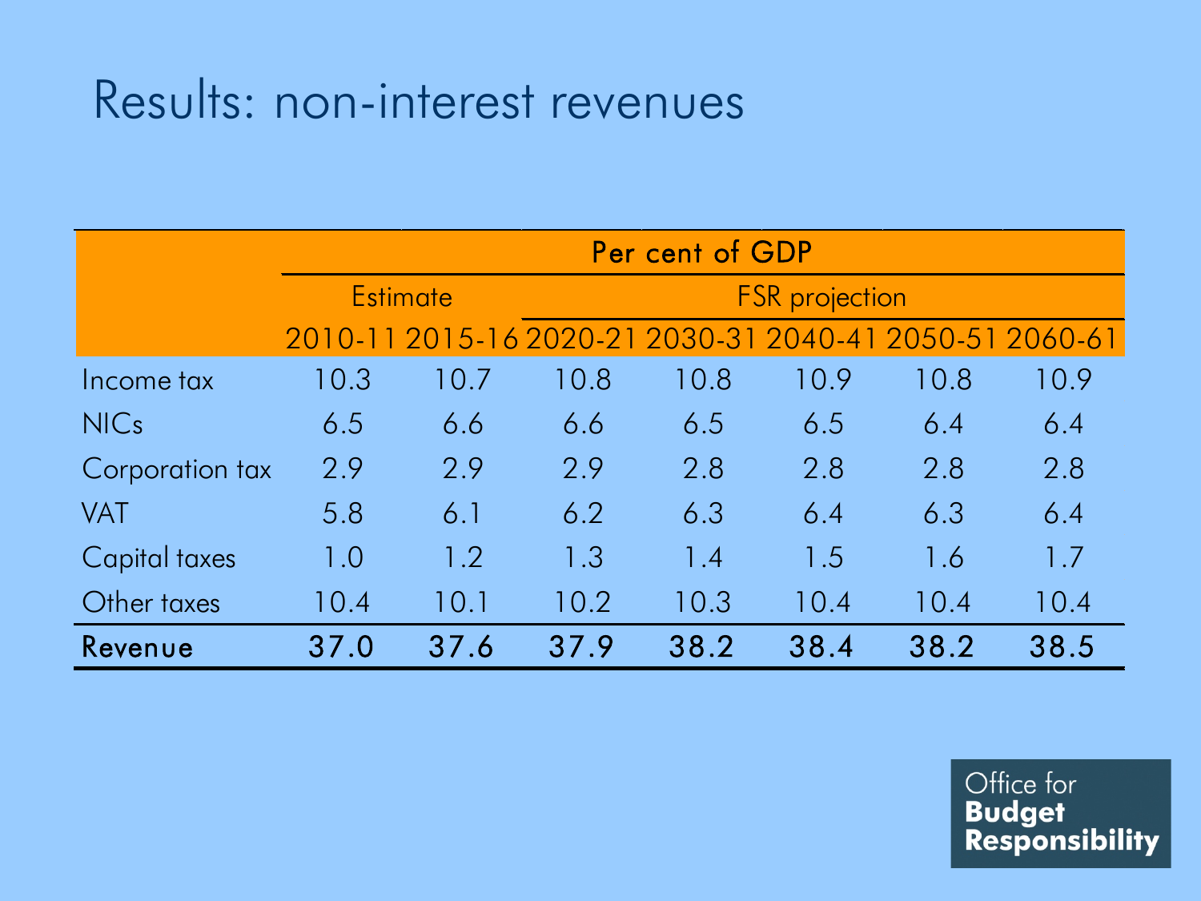# Results: non-interest revenues

| | Per cent of GDP | | | | | | |
|---|---|---|---|---|---|---|---|
| | Estimate | | FSR projection | | | | |
| | 2010-11 | 2015-16 | 2020-21 | 2030-31 | 2040-41 | 2050-51 | 2060-61 |
| Income tax | 10.3 | 10.7 | 10.8 | 10.8 | 10.9 | 10.8 | 10.9 |
| NICs | 6.5 | 6.6 | 6.6 | 6.5 | 6.5 | 6.4 | 6.4 |
| Corporation tax | 2.9 | 2.9 | 2.9 | 2.8 | 2.8 | 2.8 | 2.8 |
| VAT | 5.8 | 6.1 | 6.2 | 6.3 | 6.4 | 6.3 | 6.4 |
| Capital taxes | 1.0 | 1.2 | 1.3 | 1.4 | 1.5 | 1.6 | 1.7 |
| Other taxes | 10.4 | 10.1 | 10.2 | 10.3 | 10.4 | 10.4 | 10.4 |
| **Revenue** | **37.0** | **37.6** | **37.9** | **38.2** | **38.4** | **38.2** | **38.5** |

Office for **Budget Responsibility**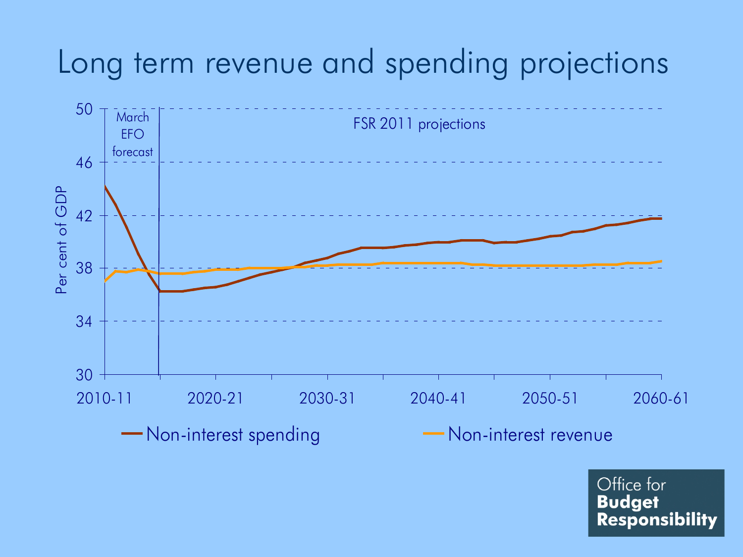# Long term revenue and spending projections

March EFO forecast

FSR 2011 projections

Per cent of GDP

50, 46, 42, 38, 34, 30

2010-11, 2020-21, 2030-31, 2040-41, 2050-51, 2060-61

Non-interest spending

Non-interest revenue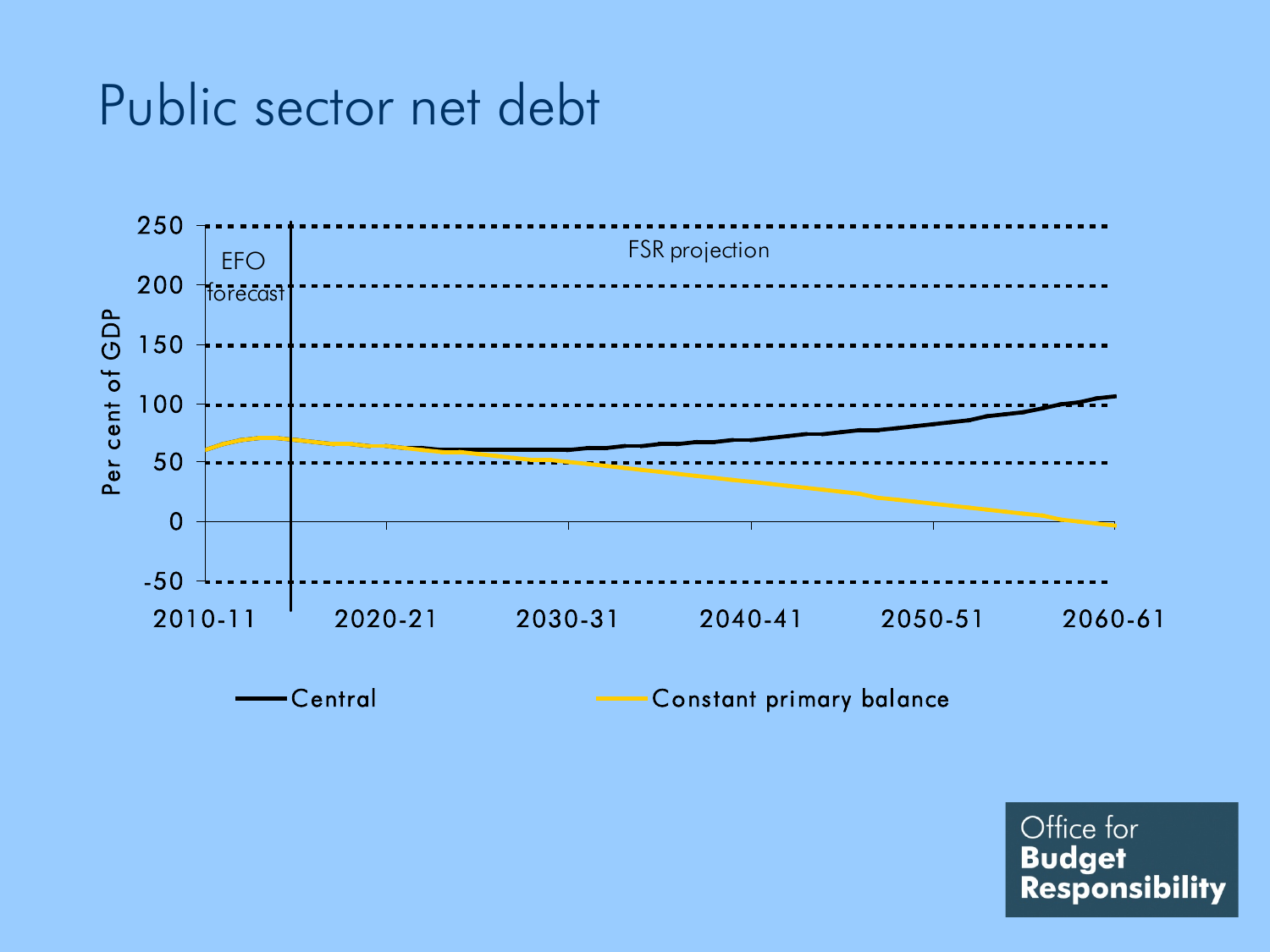# Public sector net debt

Per cent of GDP

250
200
150
100
50
0
-50

EFO forecast

FSR projection

2010-11 2020-21 2030-31 2040-41 2050-51 2060-61

Central

Constant primary balance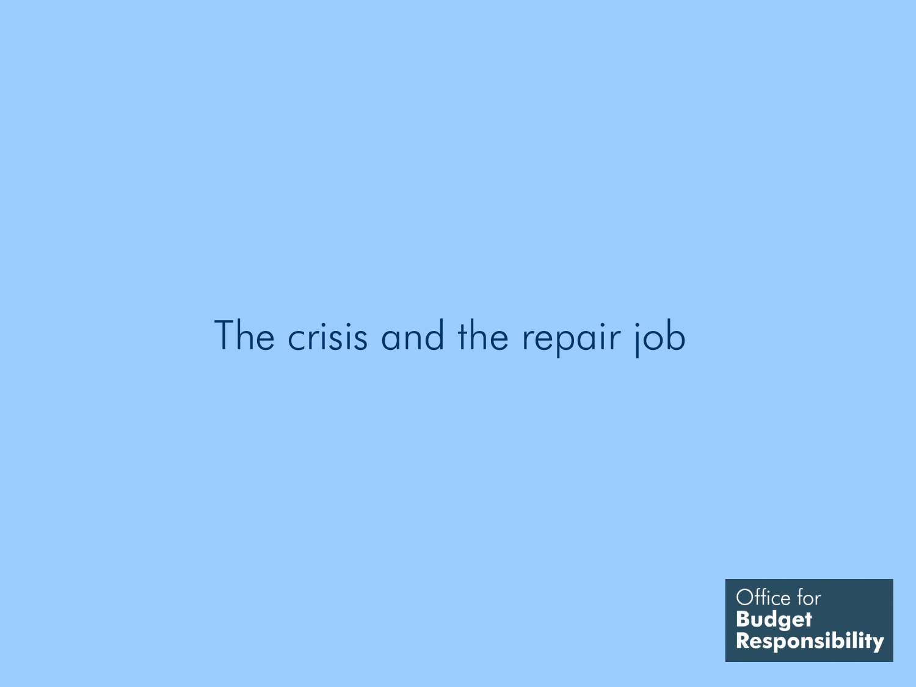# The crisis and the repair job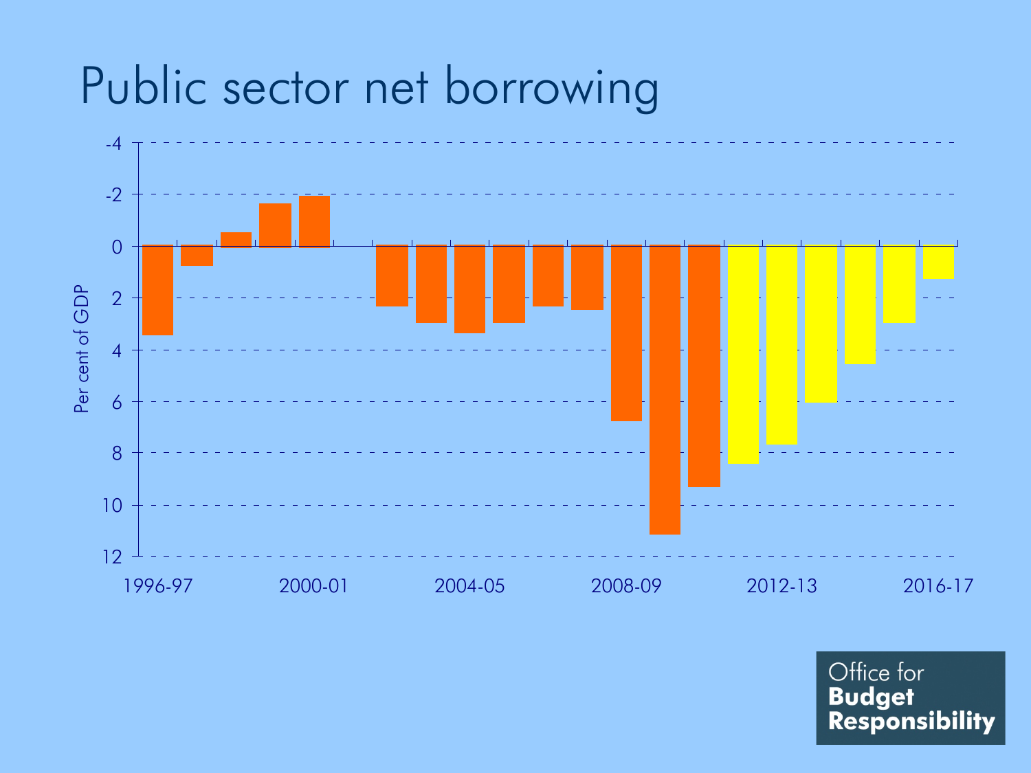# Public sector net borrowing

Per cent of GDP

-4, -2, 0, 2, 4, 6, 8, 10, 12

1996-97, 2000-01, 2004-05, 2008-09, 2012-13, 2016-17

Office for **Budget Responsibility**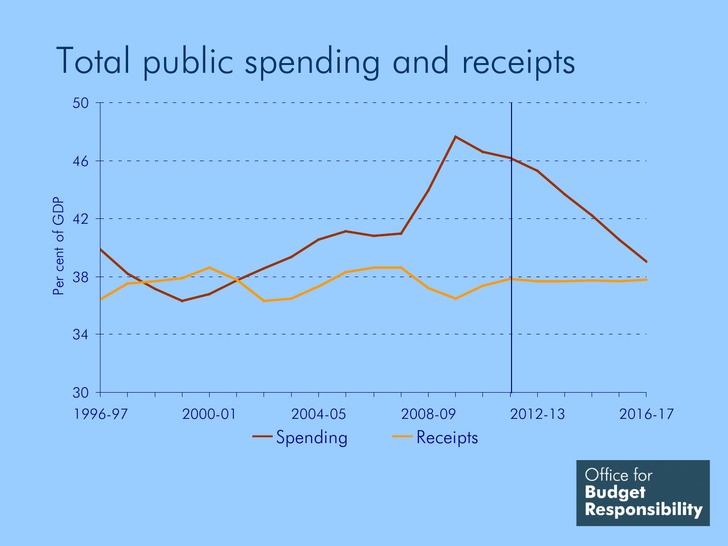# Total public spending and receipts

Per cent of GDP

50, 46, 42, 38, 34, 30

1996-97, 2000-01, 2004-05, 2008-09, 2012-13, 2016-17

Spending — Receipts

Office for **Budget Responsibility**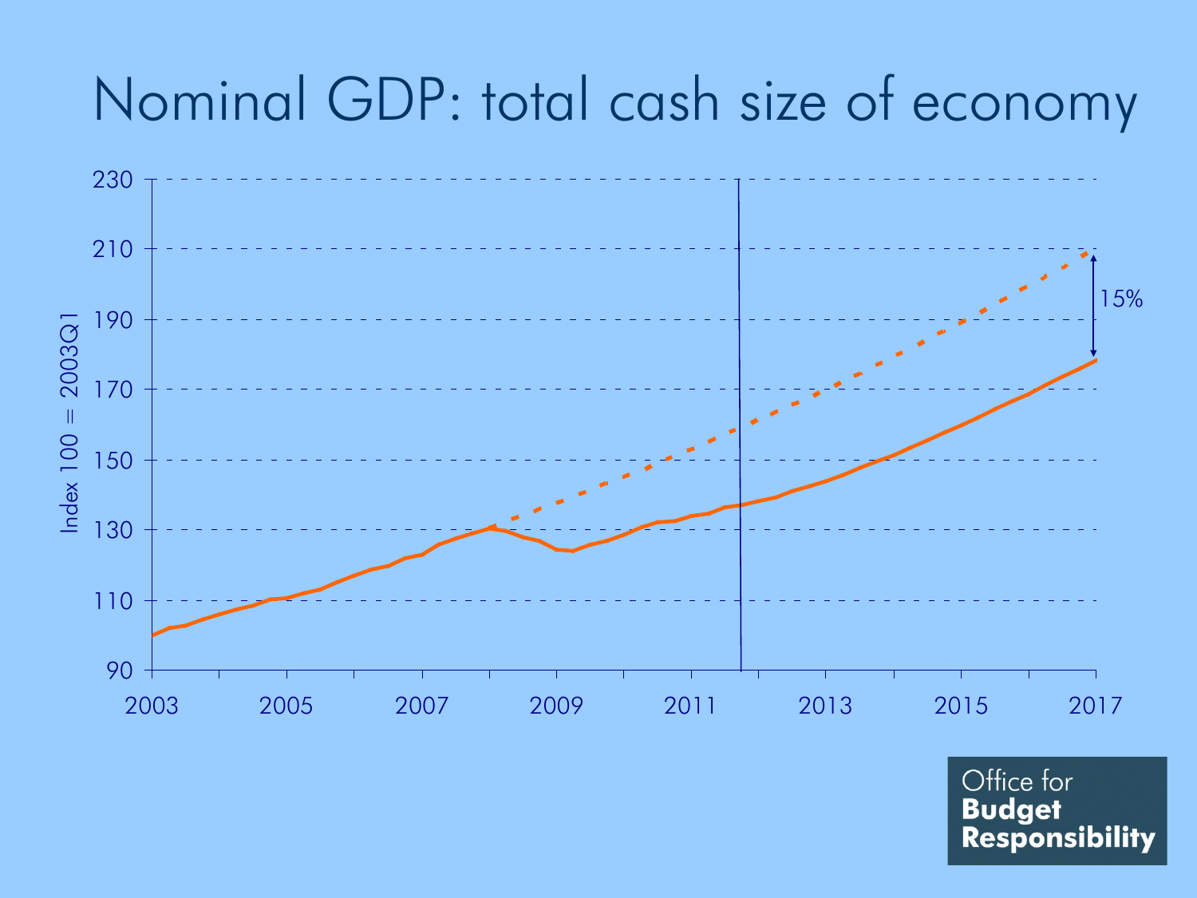# Nominal GDP: total cash size of economy

Index 100 = 2003Q1

15%

2003 2005 2007 2009 2011 2013 2015 2017

90 110 130 150 170 190 210 230

Office for **Budget Responsibility**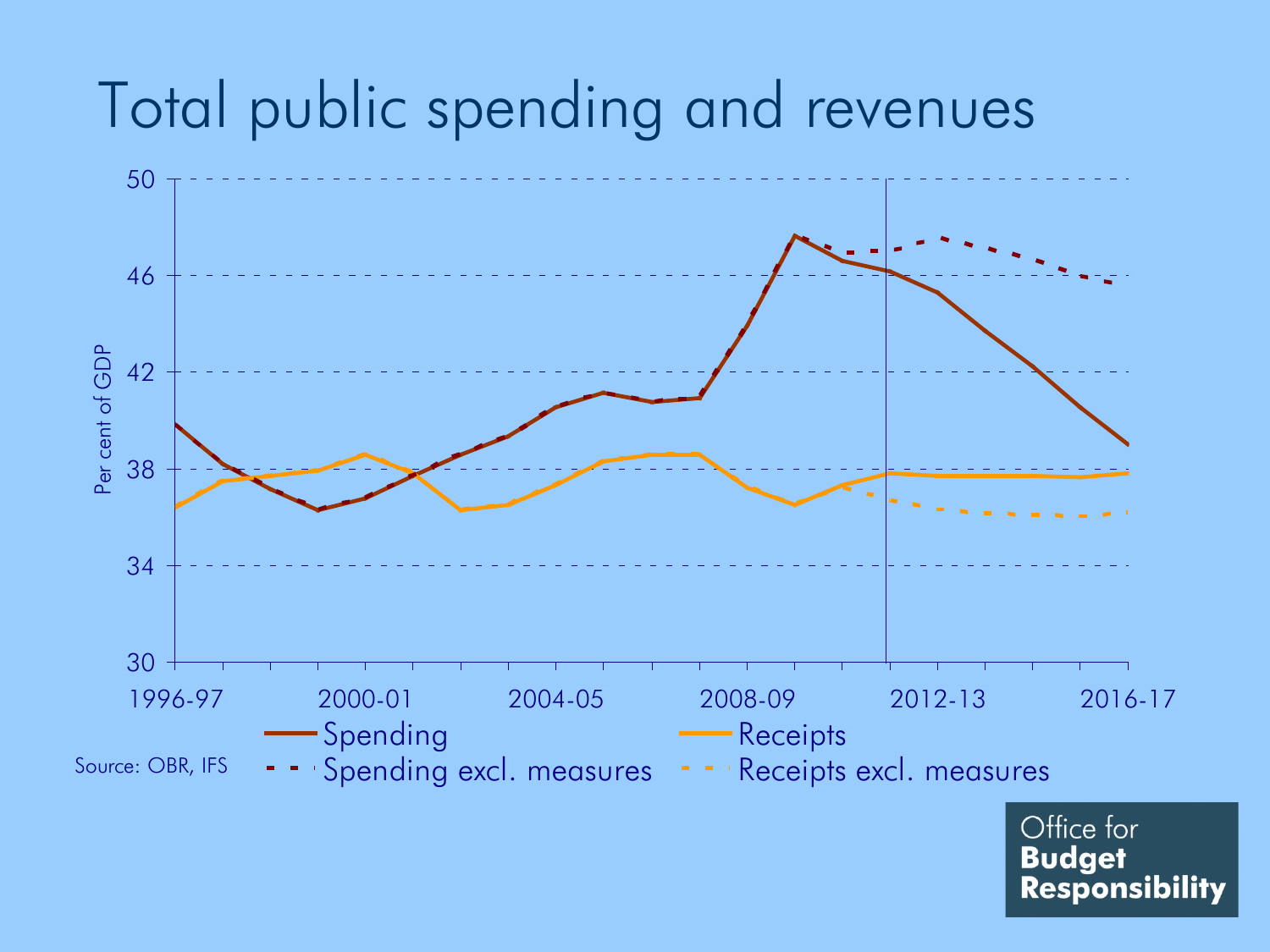# Total public spending and revenues

Per cent of GDP

50
46
42
38
34
30

1996-97 | 2000-01 | 2004-05 | 2008-09 | 2012-13 | 2016-17

Spending | Receipts
Spending excl. measures | Receipts excl. measures

Source: OBR, IFS

Office for **Budget Responsibility**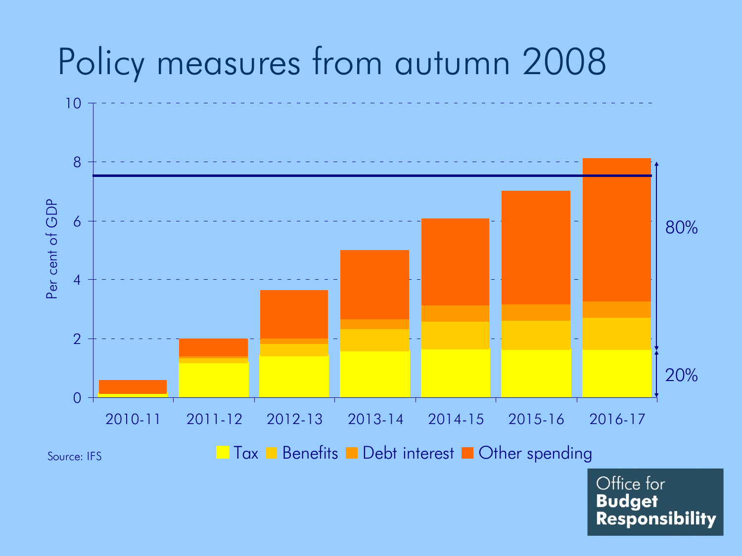# Policy measures from autumn 2008

Per cent of GDP

10
8
6
4
2
0

80%

20%

2010-11 2011-12 2012-13 2013-14 2014-15 2015-16 2016-17

Tax Benefits Debt interest Other spending

Source: IFS

Office for **Budget Responsibility**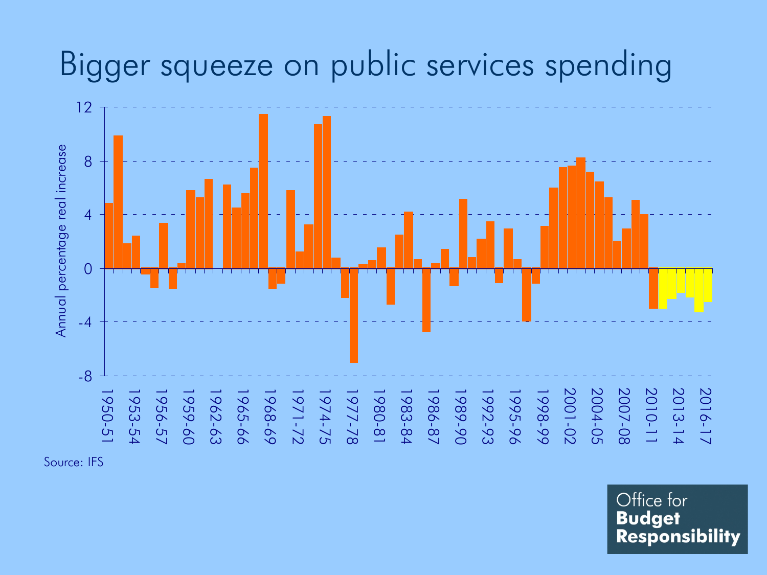# Bigger squeeze on public services spending

Annual percentage real increase

Source: IFS

Office for **Budget Responsibility**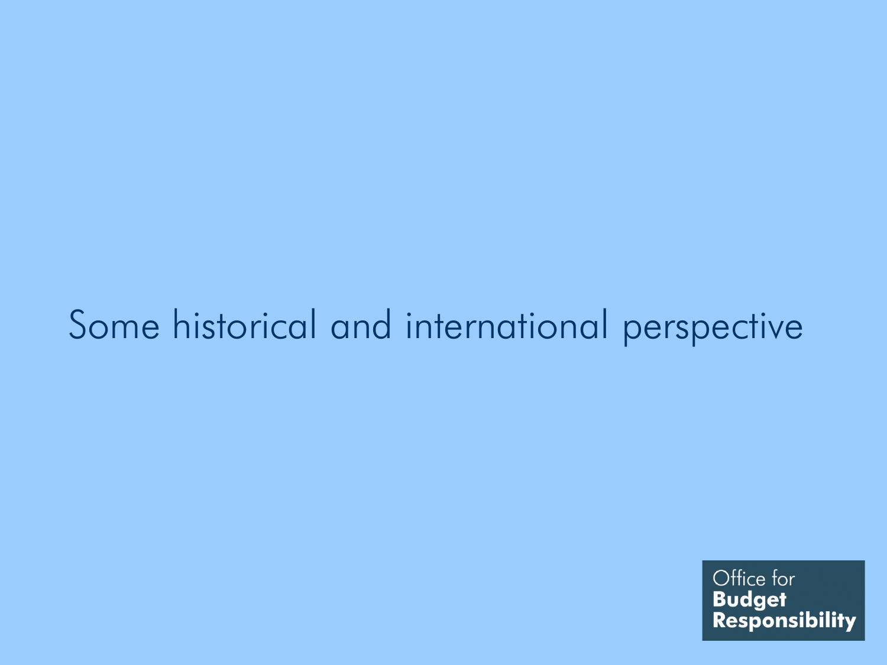# Some historical and international perspective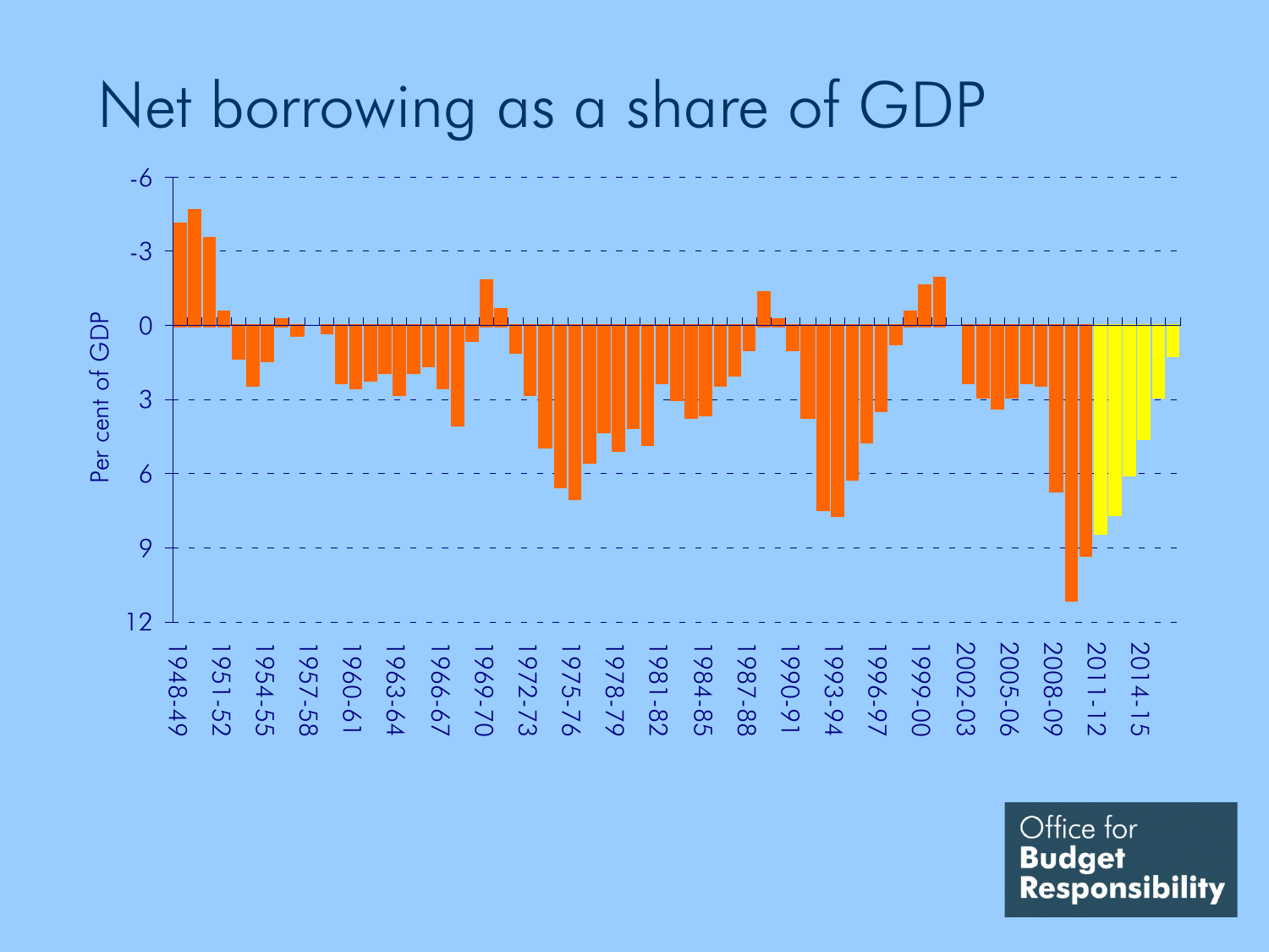# Net borrowing as a share of GDP

Per cent of GDP

-6, -3, 0, 3, 6, 9, 12

1948-49, 1951-52, 1954-55, 1957-58, 1960-61, 1963-64, 1966-67, 1969-70, 1972-73, 1975-76, 1978-79, 1981-82, 1984-85, 1987-88, 1990-91, 1993-94, 1996-97, 1999-00, 2002-03, 2005-06, 2008-09, 2011-12, 2014-15

Office for **Budget Responsibility**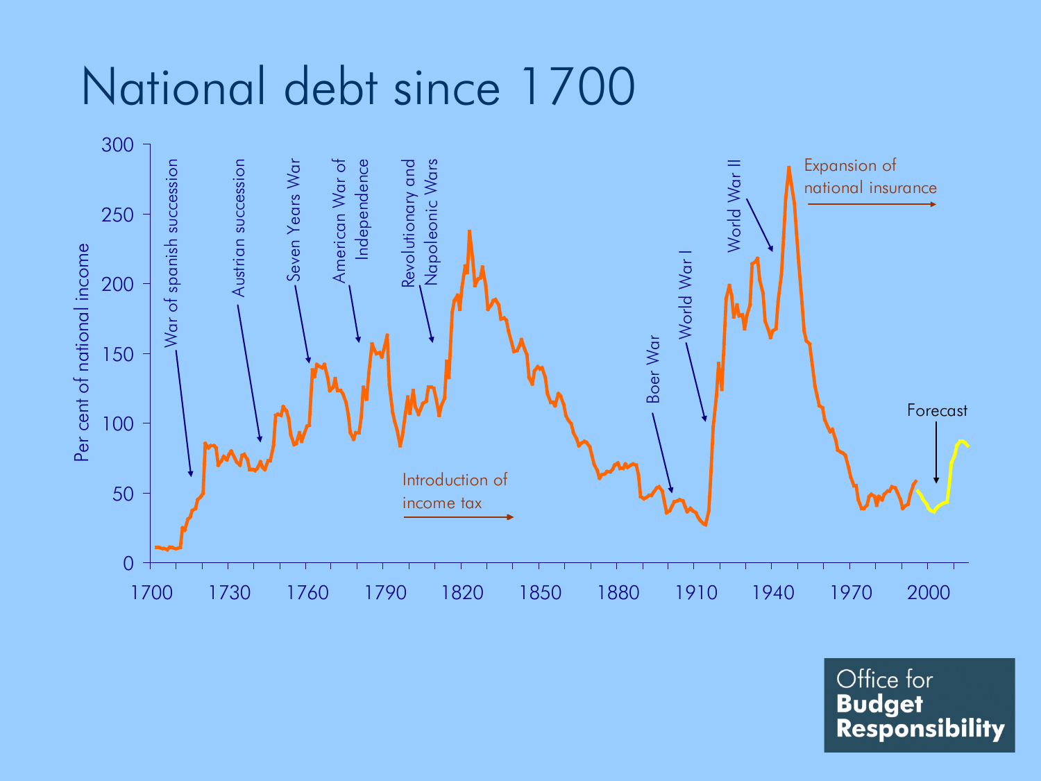# National debt since 1700

Per cent of national income

War of spanish succession

Austrian succession

Seven Years War

American War of Independence

Revolutionary and Napoleonic Wars

Introduction of income tax

Boer War

World War I

World War II

Expansion of national insurance

Forecast

Office for **Budget Responsibility**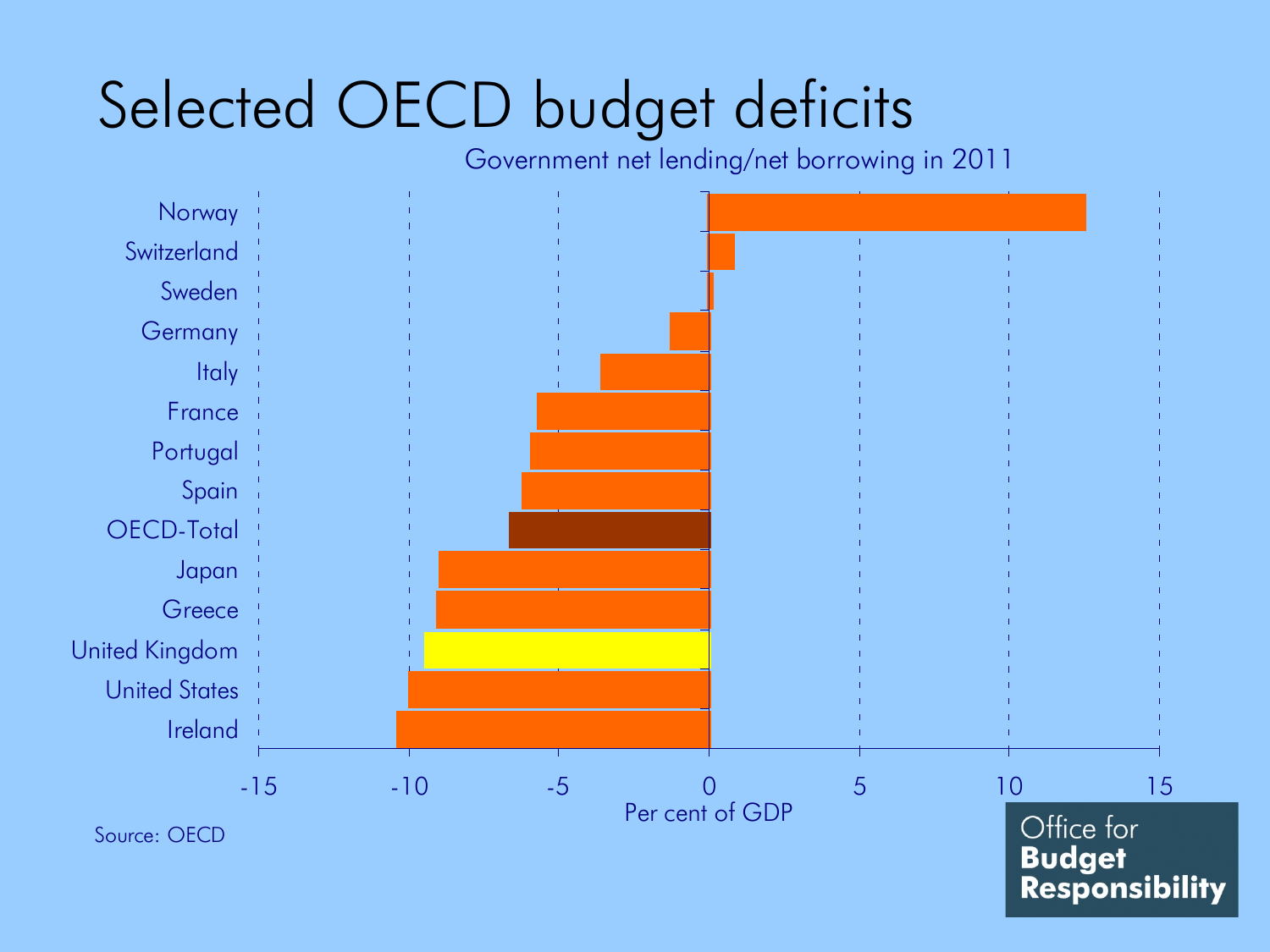# Selected OECD budget deficits

Government net lending/net borrowing in 2011

Norway

Switzerland

Sweden

Germany

Italy

France

Portugal

Spain

OECD-Total

Japan

Greece

United Kingdom

United States

Ireland

-15 -10 -5 0 5 10 15

Per cent of GDP

Source: OECD

Office for **Budget Responsibility**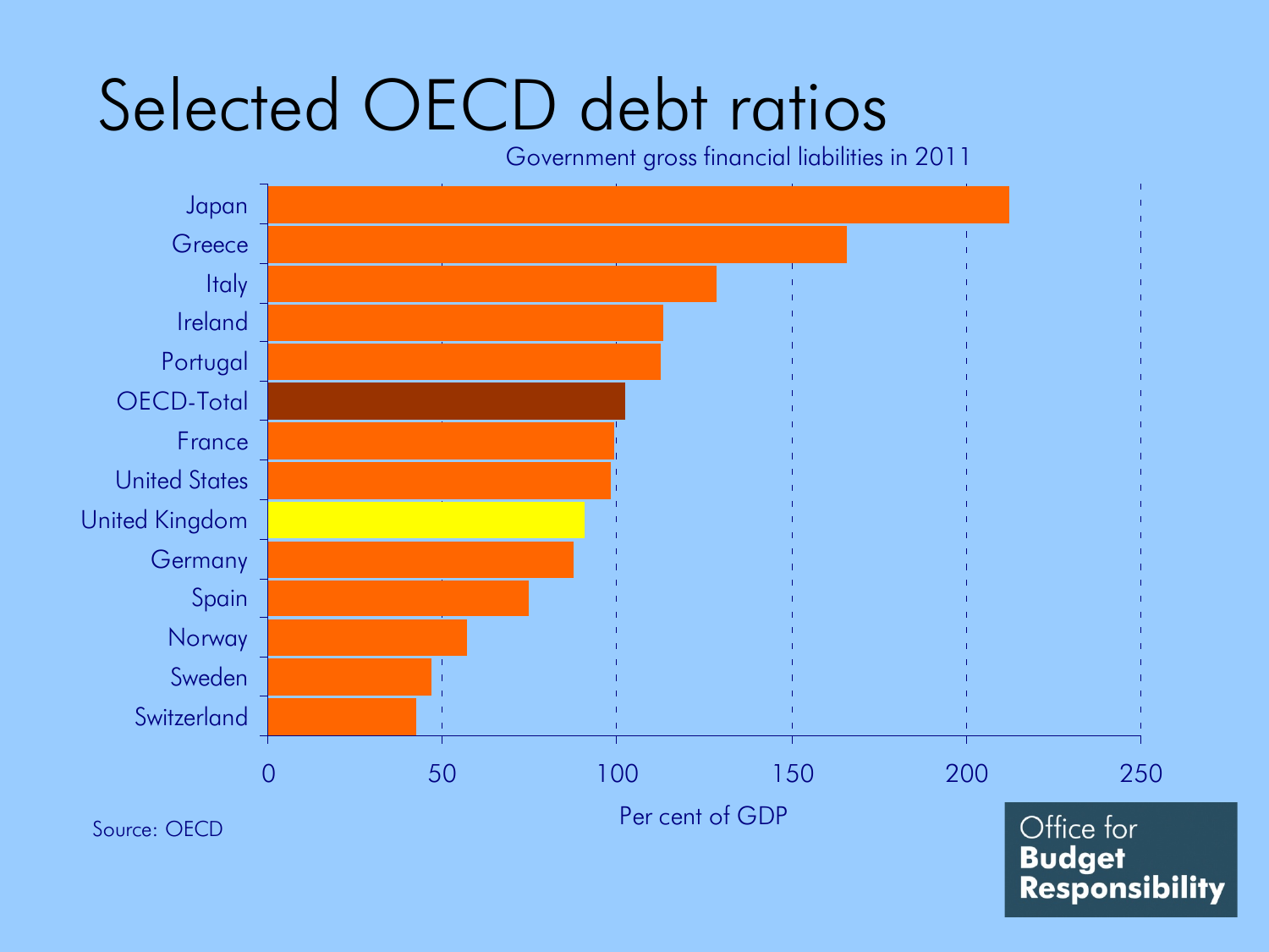# Selected OECD debt ratios

Government gross financial liabilities in 2011

| Country | Per cent of GDP |
|---|---|
| Japan | |
| Greece | |
| Italy | |
| Ireland | |
| Portugal | |
| OECD-Total | |
| France | |
| United States | |
| United Kingdom | |
| Germany | |
| Spain | |
| Norway | |
| Sweden | |
| Switzerland | |

0 50 100 150 200 250

Per cent of GDP

Source: OECD

Office for **Budget Responsibility**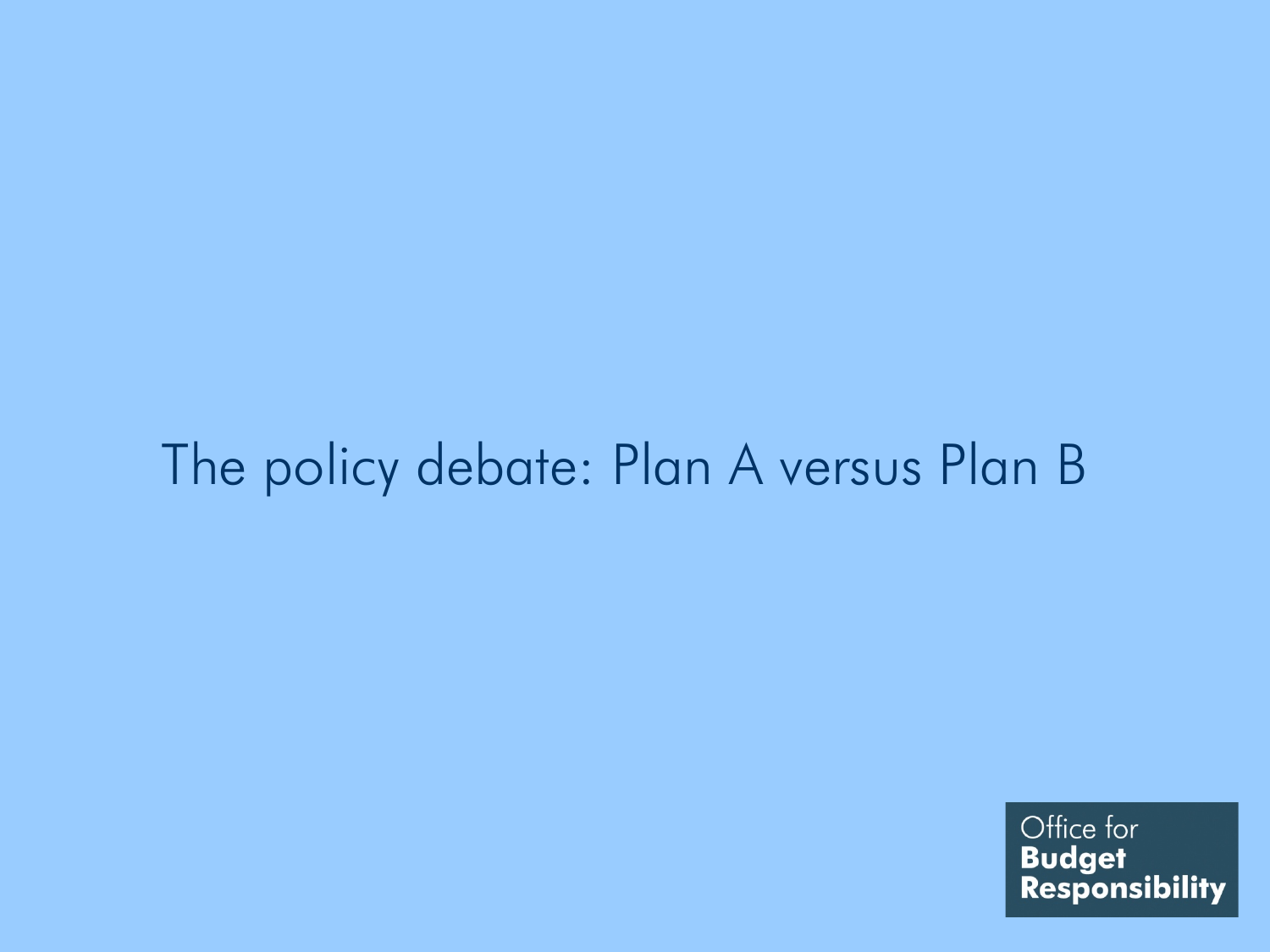# The policy debate: Plan A versus Plan B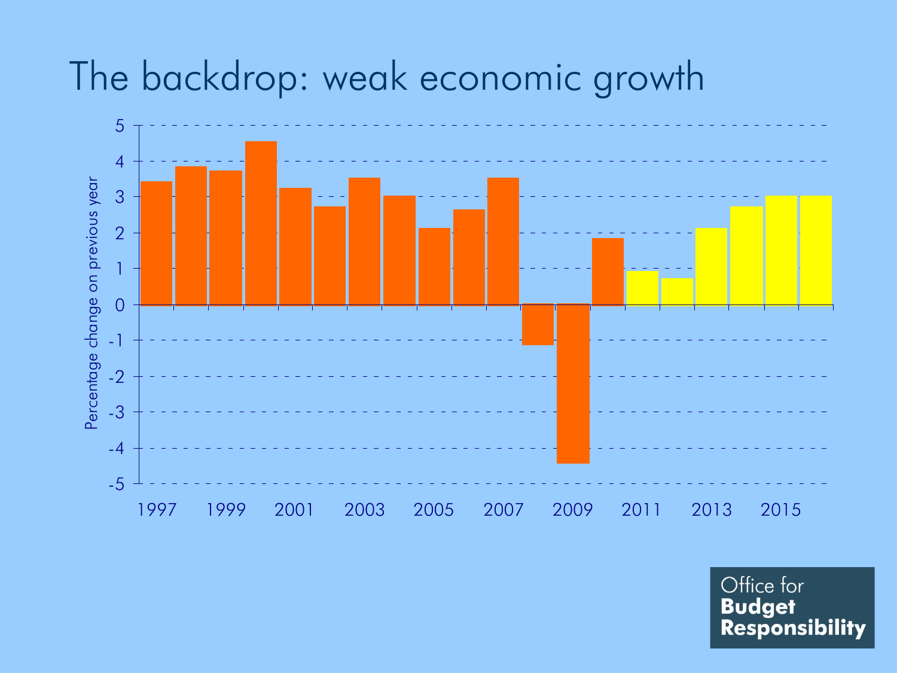# The backdrop: weak economic growth

Percentage change on previous year

5
4
3
2
1
0
-1
-2
-3
-4
-5

1997 1999 2001 2003 2005 2007 2009 2011 2013 2015

Office for **Budget Responsibility**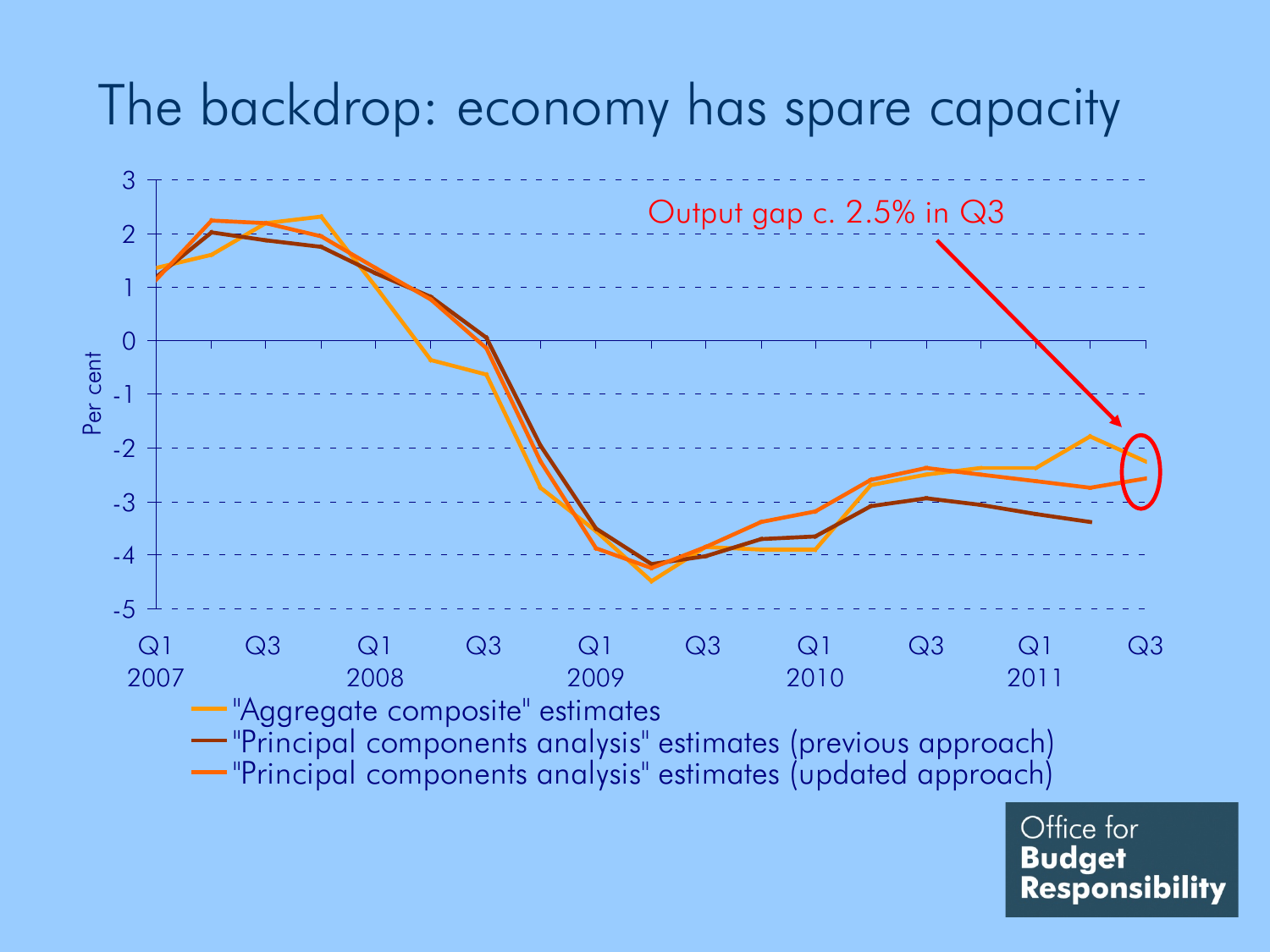# The backdrop: economy has spare capacity

Output gap c. 2.5% in Q3

Per cent

3, 2, 1, 0, -1, -2, -3, -4, -5

Q1 2007, Q3, Q1 2008, Q3, Q1 2009, Q3, Q1 2010, Q3, Q1 2011, Q3

- "Aggregate composite" estimates
- "Principal components analysis" estimates (previous approach)
- "Principal components analysis" estimates (updated approach)

Office for **Budget Responsibility**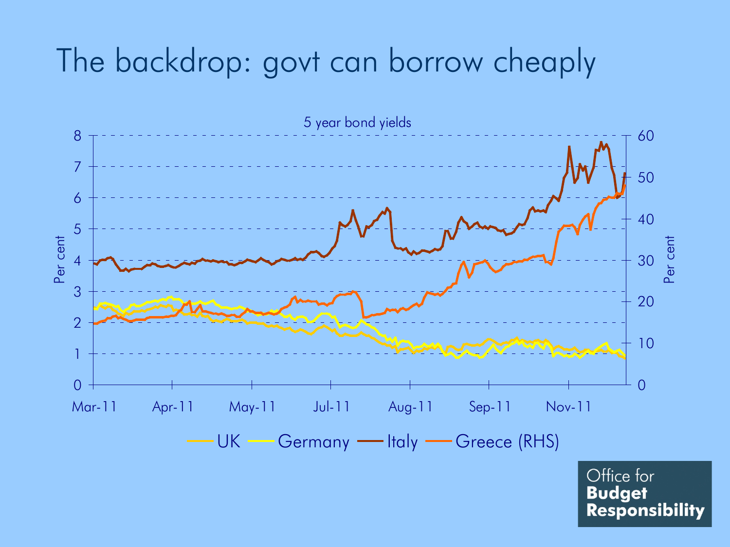# The backdrop: govt can borrow cheaply

5 year bond yields

Per cent (LHS: 0–8) | Per cent (RHS: 0–60)

Mar-11, Apr-11, May-11, Jul-11, Aug-11, Sep-11, Nov-11

UK, Germany, Italy, Greece (RHS)

Office for **Budget Responsibility**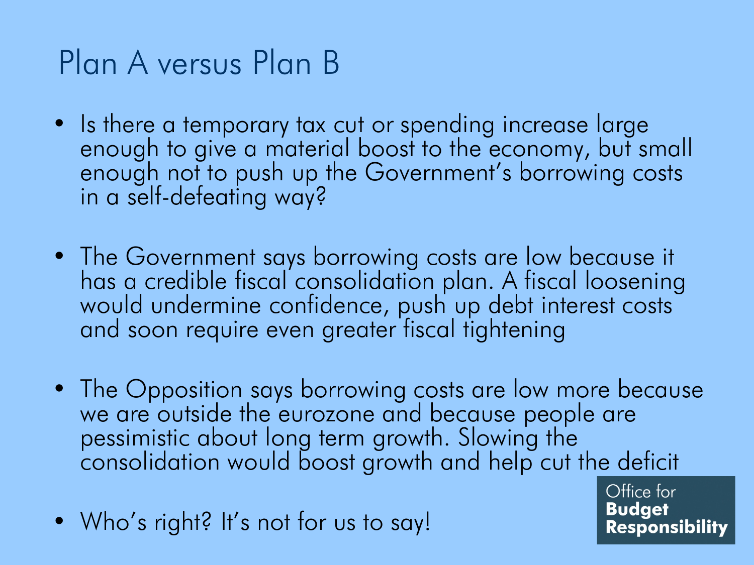# Plan A versus Plan B

- Is there a temporary tax cut or spending increase large enough to give a material boost to the economy, but small enough not to push up the Government's borrowing costs in a self-defeating way?
- The Government says borrowing costs are low because it has a credible fiscal consolidation plan. A fiscal loosening would undermine confidence, push up debt interest costs and soon require even greater fiscal tightening
- The Opposition says borrowing costs are low more because we are outside the eurozone and because people are pessimistic about long term growth. Slowing the consolidation would boost growth and help cut the deficit
- Who's right? It's not for us to say!

Office for **Budget Responsibility**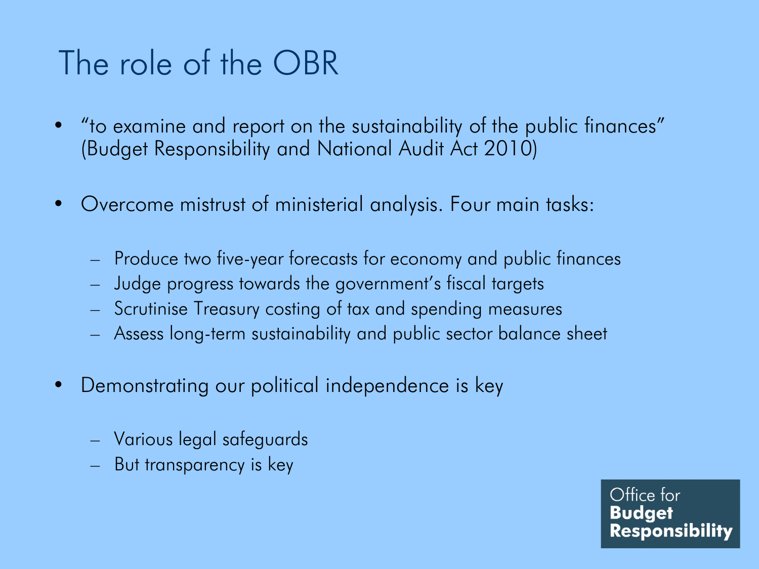# The role of the OBR

- "to examine and report on the sustainability of the public finances" (Budget Responsibility and National Audit Act 2010)

- Overcome mistrust of ministerial analysis. Four main tasks:

  - Produce two five-year forecasts for economy and public finances
  - Judge progress towards the government's fiscal targets
  - Scrutinise Treasury costing of tax and spending measures
  - Assess long-term sustainability and public sector balance sheet

- Demonstrating our political independence is key

  - Various legal safeguards
  - But transparency is key

Office for **Budget Responsibility**